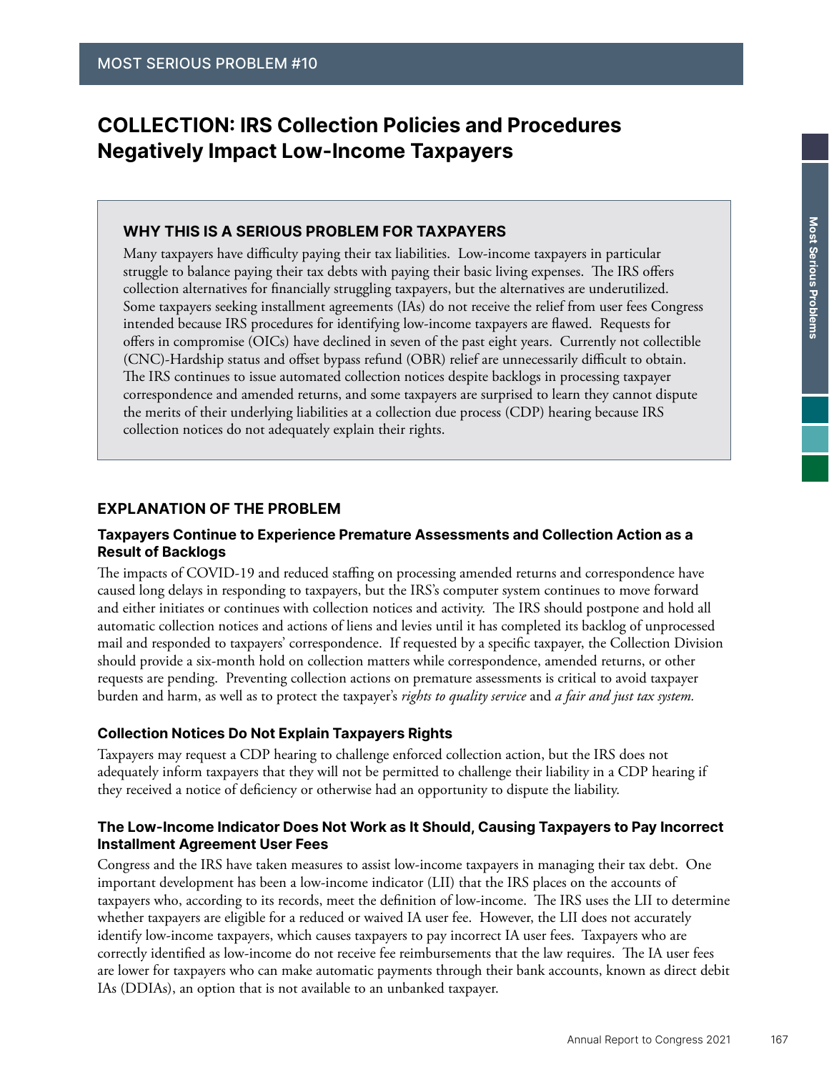MOST SERIOUS PROBLEM #10

# COLLECTION: IRS Collection Policies and Procedures Negatively Impact Low-Income Taxpayers

## WHY THIS IS A SERIOUS PROBLEM FOR TAXPAYERS

Many taxpayers have difficulty paying their tax liabilities. Low-income taxpayers in particular struggle to balance paying their tax debts with paying their basic living expenses. The IRS offers collection alternatives for financially struggling taxpayers, but the alternatives are underutilized. Some taxpayers seeking installment agreements (IAs) do not receive the relief from user fees Congress intended because IRS procedures for identifying low-income taxpayers are flawed. Requests for offers in compromise (OICs) have declined in seven of the past eight years. Currently not collectible (CNC)-Hardship status and offset bypass refund (OBR) relief are unnecessarily difficult to obtain. The IRS continues to issue automated collection notices despite backlogs in processing taxpayer correspondence and amended returns, and some taxpayers are surprised to learn they cannot dispute the merits of their underlying liabilities at a collection due process (CDP) hearing because IRS collection notices do not adequately explain their rights.

## EXPLANATION OF THE PROBLEM

### Taxpayers Continue to Experience Premature Assessments and Collection Action as a Result of Backlogs

The impacts of COVID-19 and reduced staffing on processing amended returns and correspondence have caused long delays in responding to taxpayers, but the IRS's computer system continues to move forward and either initiates or continues with collection notices and activity. The IRS should postpone and hold all automatic collection notices and actions of liens and levies until it has completed its backlog of unprocessed mail and responded to taxpayers' correspondence. If requested by a specific taxpayer, the Collection Division should provide a six-month hold on collection matters while correspondence, amended returns, or other requests are pending. Preventing collection actions on premature assessments is critical to avoid taxpayer burden and harm, as well as to protect the taxpayer's *rights to quality service* and *a fair and just tax system.*

### Collection Notices Do Not Explain Taxpayers Rights

Taxpayers may request a CDP hearing to challenge enforced collection action, but the IRS does not adequately inform taxpayers that they will not be permitted to challenge their liability in a CDP hearing if they received a notice of deficiency or otherwise had an opportunity to dispute the liability.

### The Low-Income Indicator Does Not Work as It Should, Causing Taxpayers to Pay Incorrect Installment Agreement User Fees

Congress and the IRS have taken measures to assist low-income taxpayers in managing their tax debt. One important development has been a low-income indicator (LII) that the IRS places on the accounts of taxpayers who, according to its records, meet the definition of low-income. The IRS uses the LII to determine whether taxpayers are eligible for a reduced or waived IA user fee. However, the LII does not accurately identify low-income taxpayers, which causes taxpayers to pay incorrect IA user fees. Taxpayers who are correctly identified as low-income do not receive fee reimbursements that the law requires. The IA user fees are lower for taxpayers who can make automatic payments through their bank accounts, known as direct debit IAs (DDIAs), an option that is not available to an unbanked taxpayer.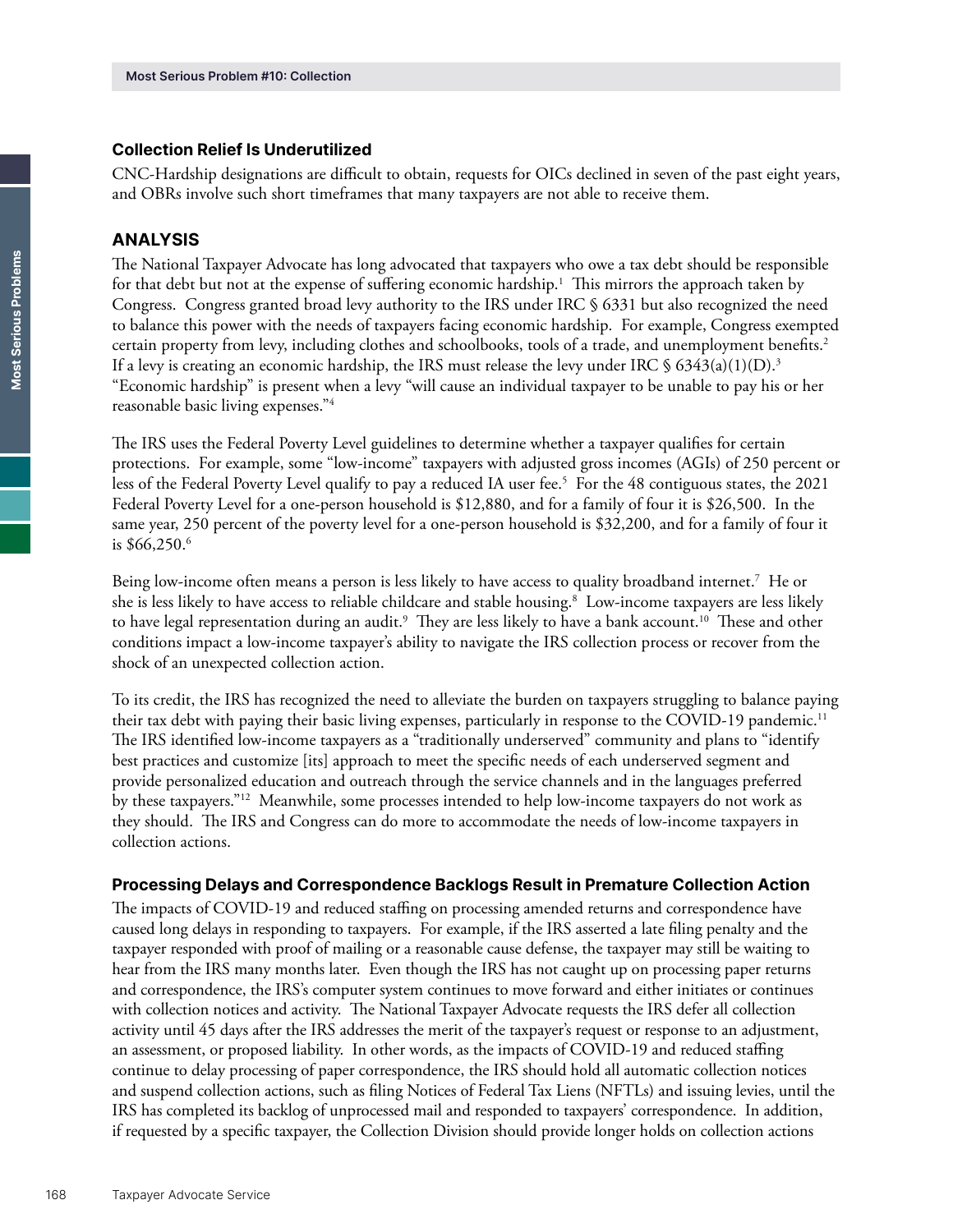### Collection Relief Is Underutilized

CNC-Hardship designations are difficult to obtain, requests for OICs declined in seven of the past eight years, and OBRs involve such short timeframes that many taxpayers are not able to receive them.

## ANALYSIS

The National Taxpayer Advocate has long advocated that taxpayers who owe a tax debt should be responsible for that debt but not at the expense of suffering economic hardship.[1] This mirrors the approach taken by Congress. Congress granted broad levy authority to the IRS under IRC § 6331 but also recognized the need to balance this power with the needs of taxpayers facing economic hardship. For example, Congress exempted certain property from levy, including clothes and schoolbooks, tools of a trade, and unemployment benefits.[2] If a levy is creating an economic hardship, the IRS must release the levy under IRC § 6343(a)(1)(D).[3] "Economic hardship" is present when a levy "will cause an individual taxpayer to be unable to pay his or her reasonable basic living expenses."[4]

The IRS uses the Federal Poverty Level guidelines to determine whether a taxpayer qualifies for certain protections. For example, some "low-income" taxpayers with adjusted gross incomes (AGIs) of 250 percent or less of the Federal Poverty Level qualify to pay a reduced IA user fee.[5] For the 48 contiguous states, the 2021 Federal Poverty Level for a one-person household is $12,880, and for a family of four it is $26,500. In the same year, 250 percent of the poverty level for a one-person household is $32,200, and for a family of four it is $66,250.[6]

Being low-income often means a person is less likely to have access to quality broadband internet.[7] He or she is less likely to have access to reliable childcare and stable housing.[8] Low-income taxpayers are less likely to have legal representation during an audit.[9] They are less likely to have a bank account.[10] These and other conditions impact a low-income taxpayer's ability to navigate the IRS collection process or recover from the shock of an unexpected collection action.

To its credit, the IRS has recognized the need to alleviate the burden on taxpayers struggling to balance paying their tax debt with paying their basic living expenses, particularly in response to the COVID-19 pandemic.[11] The IRS identified low-income taxpayers as a "traditionally underserved" community and plans to "identify best practices and customize [its] approach to meet the specific needs of each underserved segment and provide personalized education and outreach through the service channels and in the languages preferred by these taxpayers."[12] Meanwhile, some processes intended to help low-income taxpayers do not work as they should. The IRS and Congress can do more to accommodate the needs of low-income taxpayers in collection actions.

### Processing Delays and Correspondence Backlogs Result in Premature Collection Action

The impacts of COVID-19 and reduced staffing on processing amended returns and correspondence have caused long delays in responding to taxpayers. For example, if the IRS asserted a late filing penalty and the taxpayer responded with proof of mailing or a reasonable cause defense, the taxpayer may still be waiting to hear from the IRS many months later. Even though the IRS has not caught up on processing paper returns and correspondence, the IRS's computer system continues to move forward and either initiates or continues with collection notices and activity. The National Taxpayer Advocate requests the IRS defer all collection activity until 45 days after the IRS addresses the merit of the taxpayer's request or response to an adjustment, an assessment, or proposed liability. In other words, as the impacts of COVID-19 and reduced staffing continue to delay processing of paper correspondence, the IRS should hold all automatic collection notices and suspend collection actions, such as filing Notices of Federal Tax Liens (NFTLs) and issuing levies, until the IRS has completed its backlog of unprocessed mail and responded to taxpayers' correspondence. In addition, if requested by a specific taxpayer, the Collection Division should provide longer holds on collection actions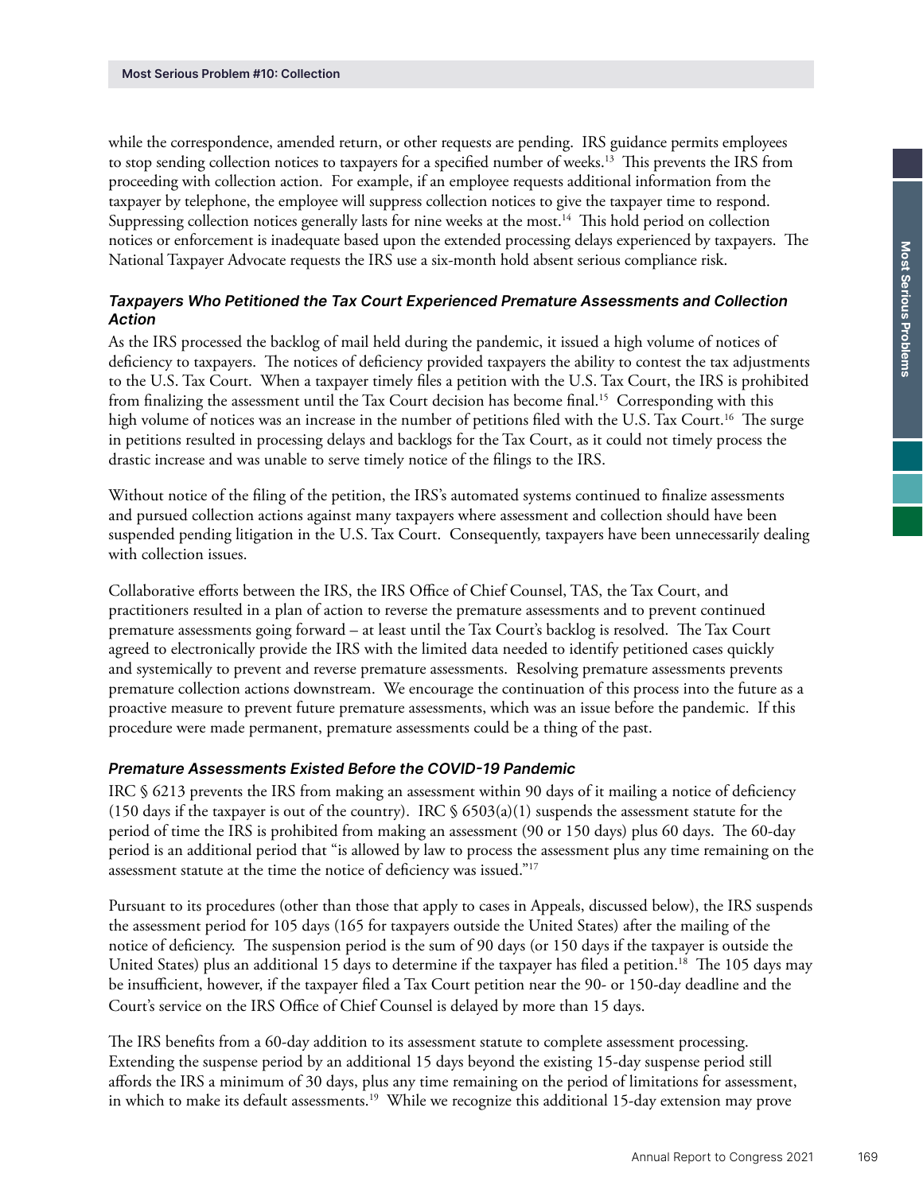while the correspondence, amended return, or other requests are pending. IRS guidance permits employees to stop sending collection notices to taxpayers for a specified number of weeks.[13] This prevents the IRS from proceeding with collection action. For example, if an employee requests additional information from the taxpayer by telephone, the employee will suppress collection notices to give the taxpayer time to respond. Suppressing collection notices generally lasts for nine weeks at the most.[14] This hold period on collection notices or enforcement is inadequate based upon the extended processing delays experienced by taxpayers. The National Taxpayer Advocate requests the IRS use a six-month hold absent serious compliance risk.

### *Taxpayers Who Petitioned the Tax Court Experienced Premature Assessments and Collection Action*

As the IRS processed the backlog of mail held during the pandemic, it issued a high volume of notices of deficiency to taxpayers. The notices of deficiency provided taxpayers the ability to contest the tax adjustments to the U.S. Tax Court. When a taxpayer timely files a petition with the U.S. Tax Court, the IRS is prohibited from finalizing the assessment until the Tax Court decision has become final.[15] Corresponding with this high volume of notices was an increase in the number of petitions filed with the U.S. Tax Court.[16] The surge in petitions resulted in processing delays and backlogs for the Tax Court, as it could not timely process the drastic increase and was unable to serve timely notice of the filings to the IRS.

Without notice of the filing of the petition, the IRS's automated systems continued to finalize assessments and pursued collection actions against many taxpayers where assessment and collection should have been suspended pending litigation in the U.S. Tax Court. Consequently, taxpayers have been unnecessarily dealing with collection issues.

Collaborative efforts between the IRS, the IRS Office of Chief Counsel, TAS, the Tax Court, and practitioners resulted in a plan of action to reverse the premature assessments and to prevent continued premature assessments going forward – at least until the Tax Court's backlog is resolved. The Tax Court agreed to electronically provide the IRS with the limited data needed to identify petitioned cases quickly and systemically to prevent and reverse premature assessments. Resolving premature assessments prevents premature collection actions downstream. We encourage the continuation of this process into the future as a proactive measure to prevent future premature assessments, which was an issue before the pandemic. If this procedure were made permanent, premature assessments could be a thing of the past.

### *Premature Assessments Existed Before the COVID-19 Pandemic*

IRC § 6213 prevents the IRS from making an assessment within 90 days of it mailing a notice of deficiency (150 days if the taxpayer is out of the country). IRC § 6503(a)(1) suspends the assessment statute for the period of time the IRS is prohibited from making an assessment (90 or 150 days) plus 60 days. The 60-day period is an additional period that "is allowed by law to process the assessment plus any time remaining on the assessment statute at the time the notice of deficiency was issued."[17]

Pursuant to its procedures (other than those that apply to cases in Appeals, discussed below), the IRS suspends the assessment period for 105 days (165 for taxpayers outside the United States) after the mailing of the notice of deficiency. The suspension period is the sum of 90 days (or 150 days if the taxpayer is outside the United States) plus an additional 15 days to determine if the taxpayer has filed a petition.[18] The 105 days may be insufficient, however, if the taxpayer filed a Tax Court petition near the 90- or 150-day deadline and the Court's service on the IRS Office of Chief Counsel is delayed by more than 15 days.

The IRS benefits from a 60-day addition to its assessment statute to complete assessment processing. Extending the suspense period by an additional 15 days beyond the existing 15-day suspense period still affords the IRS a minimum of 30 days, plus any time remaining on the period of limitations for assessment, in which to make its default assessments.[19] While we recognize this additional 15-day extension may prove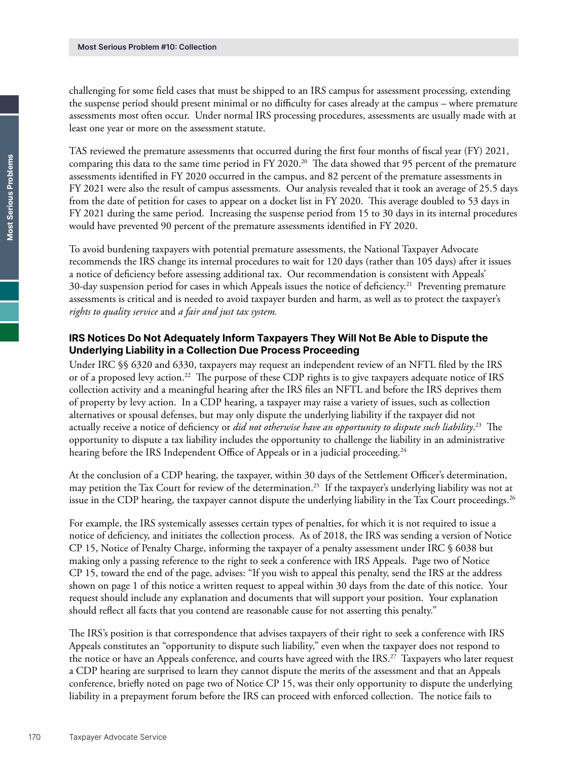challenging for some field cases that must be shipped to an IRS campus for assessment processing, extending the suspense period should present minimal or no difficulty for cases already at the campus – where premature assessments most often occur. Under normal IRS processing procedures, assessments are usually made with at least one year or more on the assessment statute.

TAS reviewed the premature assessments that occurred during the first four months of fiscal year (FY) 2021, comparing this data to the same time period in FY 2020.[20] The data showed that 95 percent of the premature assessments identified in FY 2020 occurred in the campus, and 82 percent of the premature assessments in FY 2021 were also the result of campus assessments. Our analysis revealed that it took an average of 25.5 days from the date of petition for cases to appear on a docket list in FY 2020. This average doubled to 53 days in FY 2021 during the same period. Increasing the suspense period from 15 to 30 days in its internal procedures would have prevented 90 percent of the premature assessments identified in FY 2020.

To avoid burdening taxpayers with potential premature assessments, the National Taxpayer Advocate recommends the IRS change its internal procedures to wait for 120 days (rather than 105 days) after it issues a notice of deficiency before assessing additional tax. Our recommendation is consistent with Appeals' 30-day suspension period for cases in which Appeals issues the notice of deficiency.[21] Preventing premature assessments is critical and is needed to avoid taxpayer burden and harm, as well as to protect the taxpayer's *rights to quality service* and *a fair and just tax system.*

### IRS Notices Do Not Adequately Inform Taxpayers They Will Not Be Able to Dispute the Underlying Liability in a Collection Due Process Proceeding

Under IRC §§ 6320 and 6330, taxpayers may request an independent review of an NFTL filed by the IRS or of a proposed levy action.[22] The purpose of these CDP rights is to give taxpayers adequate notice of IRS collection activity and a meaningful hearing after the IRS files an NFTL and before the IRS deprives them of property by levy action. In a CDP hearing, a taxpayer may raise a variety of issues, such as collection alternatives or spousal defenses, but may only dispute the underlying liability if the taxpayer did not actually receive a notice of deficiency or *did not otherwise have an opportunity to dispute such liability*.[23] The opportunity to dispute a tax liability includes the opportunity to challenge the liability in an administrative hearing before the IRS Independent Office of Appeals or in a judicial proceeding.[24]

At the conclusion of a CDP hearing, the taxpayer, within 30 days of the Settlement Officer's determination, may petition the Tax Court for review of the determination.[25] If the taxpayer's underlying liability was not at issue in the CDP hearing, the taxpayer cannot dispute the underlying liability in the Tax Court proceedings.[26]

For example, the IRS systemically assesses certain types of penalties, for which it is not required to issue a notice of deficiency, and initiates the collection process. As of 2018, the IRS was sending a version of Notice CP 15, Notice of Penalty Charge, informing the taxpayer of a penalty assessment under IRC § 6038 but making only a passing reference to the right to seek a conference with IRS Appeals. Page two of Notice CP 15, toward the end of the page, advises: "If you wish to appeal this penalty, send the IRS at the address shown on page 1 of this notice a written request to appeal within 30 days from the date of this notice. Your request should include any explanation and documents that will support your position. Your explanation should reflect all facts that you contend are reasonable cause for not asserting this penalty."

The IRS's position is that correspondence that advises taxpayers of their right to seek a conference with IRS Appeals constitutes an "opportunity to dispute such liability," even when the taxpayer does not respond to the notice or have an Appeals conference, and courts have agreed with the IRS.[27] Taxpayers who later request a CDP hearing are surprised to learn they cannot dispute the merits of the assessment and that an Appeals conference, briefly noted on page two of Notice CP 15, was their only opportunity to dispute the underlying liability in a prepayment forum before the IRS can proceed with enforced collection. The notice fails to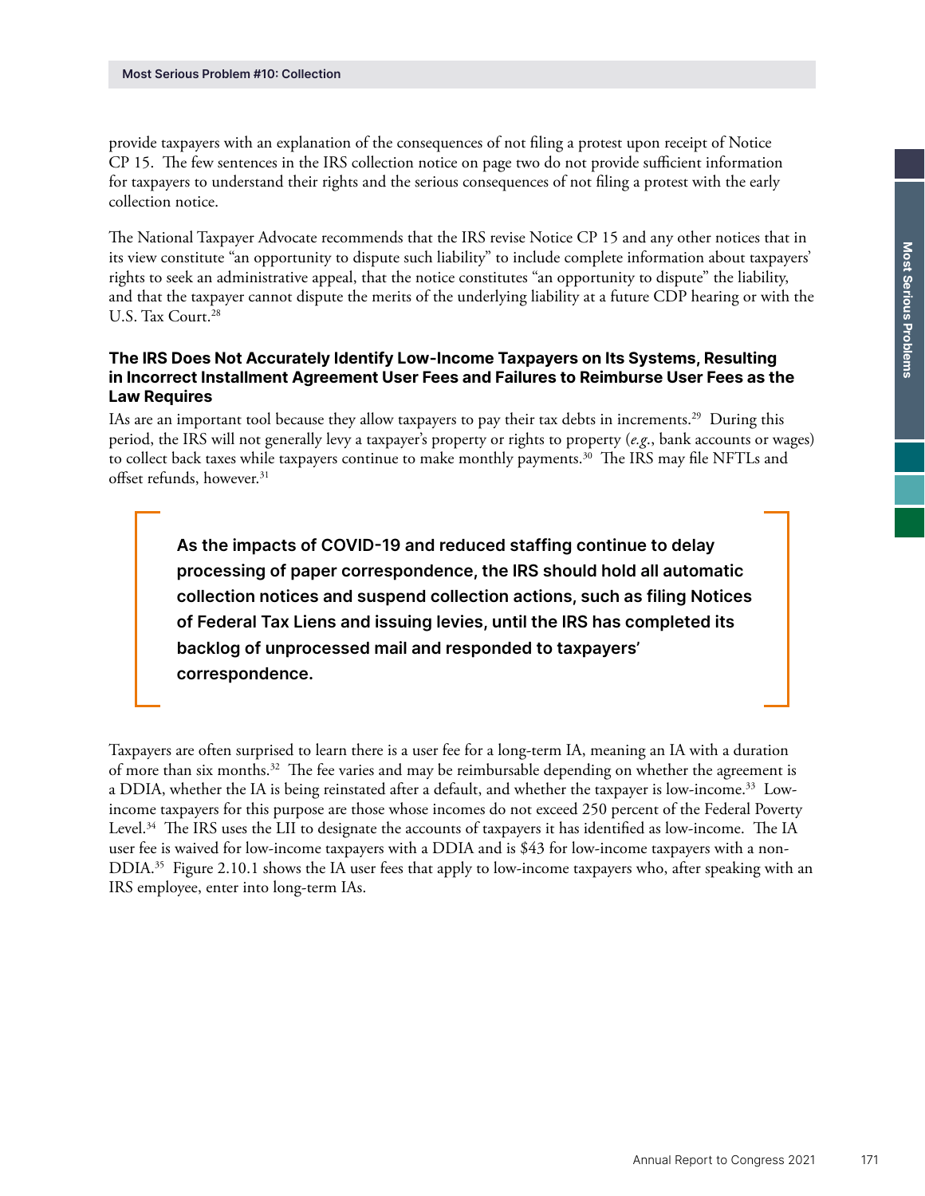provide taxpayers with an explanation of the consequences of not filing a protest upon receipt of Notice CP 15. The few sentences in the IRS collection notice on page two do not provide sufficient information for taxpayers to understand their rights and the serious consequences of not filing a protest with the early collection notice.

The National Taxpayer Advocate recommends that the IRS revise Notice CP 15 and any other notices that in its view constitute "an opportunity to dispute such liability" to include complete information about taxpayers' rights to seek an administrative appeal, that the notice constitutes "an opportunity to dispute" the liability, and that the taxpayer cannot dispute the merits of the underlying liability at a future CDP hearing or with the U.S. Tax Court.[28]

### The IRS Does Not Accurately Identify Low-Income Taxpayers on Its Systems, Resulting in Incorrect Installment Agreement User Fees and Failures to Reimburse User Fees as the Law Requires

IAs are an important tool because they allow taxpayers to pay their tax debts in increments.[29] During this period, the IRS will not generally levy a taxpayer's property or rights to property (*e.g.*, bank accounts or wages) to collect back taxes while taxpayers continue to make monthly payments.[30] The IRS may file NFTLs and offset refunds, however.[31]

> **As the impacts of COVID-19 and reduced staffing continue to delay processing of paper correspondence, the IRS should hold all automatic collection notices and suspend collection actions, such as filing Notices of Federal Tax Liens and issuing levies, until the IRS has completed its backlog of unprocessed mail and responded to taxpayers' correspondence.**

Taxpayers are often surprised to learn there is a user fee for a long-term IA, meaning an IA with a duration of more than six months.[32] The fee varies and may be reimbursable depending on whether the agreement is a DDIA, whether the IA is being reinstated after a default, and whether the taxpayer is low-income.[33] Low-income taxpayers for this purpose are those whose incomes do not exceed 250 percent of the Federal Poverty Level.[34] The IRS uses the LII to designate the accounts of taxpayers it has identified as low-income. The IA user fee is waived for low-income taxpayers with a DDIA and is $43 for low-income taxpayers with a non-DDIA.[35] Figure 2.10.1 shows the IA user fees that apply to low-income taxpayers who, after speaking with an IRS employee, enter into long-term IAs.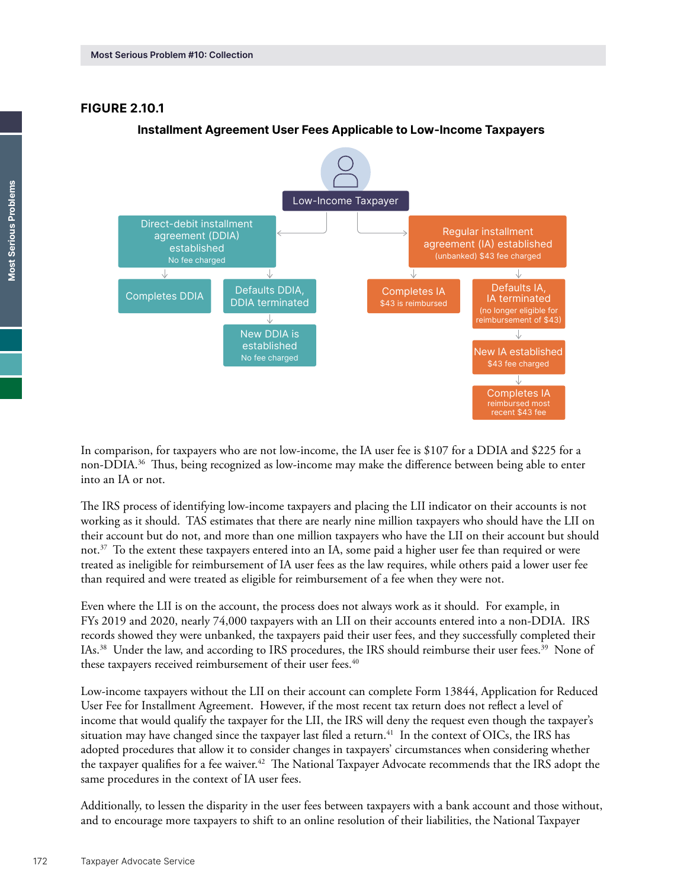### FIGURE 2.10.1

**Installment Agreement User Fees Applicable to Low-Income Taxpayers**

Low-Income Taxpayer

- Direct-debit installment agreement (DDIA) established — No fee charged
  - Completes DDIA
  - Defaults DDIA, DDIA terminated
    - New DDIA is established — No fee charged
- Regular installment agreement (IA) established — (unbanked) $43 fee charged
  - Completes IA — $43 is reimbursed
  - Defaults IA, IA terminated — (no longer eligible for reimbursement of $43)
    - New IA established — $43 fee charged
      - Completes IA — reimbursed most recent $43 fee

In comparison, for taxpayers who are not low-income, the IA user fee is $107 for a DDIA and $225 for a non-DDIA.[36] Thus, being recognized as low-income may make the difference between being able to enter into an IA or not.

The IRS process of identifying low-income taxpayers and placing the LII indicator on their accounts is not working as it should. TAS estimates that there are nearly nine million taxpayers who should have the LII on their account but do not, and more than one million taxpayers who have the LII on their account but should not.[37] To the extent these taxpayers entered into an IA, some paid a higher user fee than required or were treated as ineligible for reimbursement of IA user fees as the law requires, while others paid a lower user fee than required and were treated as eligible for reimbursement of a fee when they were not.

Even where the LII is on the account, the process does not always work as it should. For example, in FYs 2019 and 2020, nearly 74,000 taxpayers with an LII on their accounts entered into a non-DDIA. IRS records showed they were unbanked, the taxpayers paid their user fees, and they successfully completed their IAs.[38] Under the law, and according to IRS procedures, the IRS should reimburse their user fees.[39] None of these taxpayers received reimbursement of their user fees.[40]

Low-income taxpayers without the LII on their account can complete Form 13844, Application for Reduced User Fee for Installment Agreement. However, if the most recent tax return does not reflect a level of income that would qualify the taxpayer for the LII, the IRS will deny the request even though the taxpayer's situation may have changed since the taxpayer last filed a return.[41] In the context of OICs, the IRS has adopted procedures that allow it to consider changes in taxpayers' circumstances when considering whether the taxpayer qualifies for a fee waiver.[42] The National Taxpayer Advocate recommends that the IRS adopt the same procedures in the context of IA user fees.

Additionally, to lessen the disparity in the user fees between taxpayers with a bank account and those without, and to encourage more taxpayers to shift to an online resolution of their liabilities, the National Taxpayer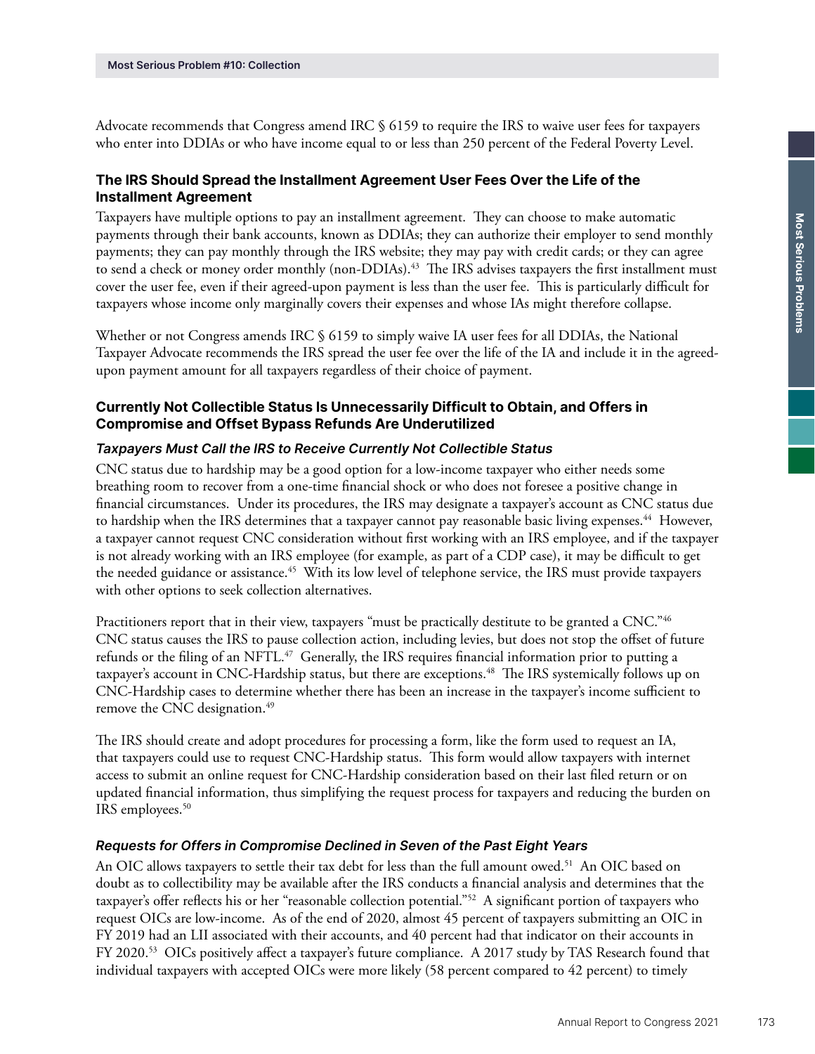Advocate recommends that Congress amend IRC § 6159 to require the IRS to waive user fees for taxpayers who enter into DDIAs or who have income equal to or less than 250 percent of the Federal Poverty Level.

### The IRS Should Spread the Installment Agreement User Fees Over the Life of the Installment Agreement

Taxpayers have multiple options to pay an installment agreement. They can choose to make automatic payments through their bank accounts, known as DDIAs; they can authorize their employer to send monthly payments; they can pay monthly through the IRS website; they may pay with credit cards; or they can agree to send a check or money order monthly (non-DDIAs).[43] The IRS advises taxpayers the first installment must cover the user fee, even if their agreed-upon payment is less than the user fee. This is particularly difficult for taxpayers whose income only marginally covers their expenses and whose IAs might therefore collapse.

Whether or not Congress amends IRC § 6159 to simply waive IA user fees for all DDIAs, the National Taxpayer Advocate recommends the IRS spread the user fee over the life of the IA and include it in the agreed-upon payment amount for all taxpayers regardless of their choice of payment.

### Currently Not Collectible Status Is Unnecessarily Difficult to Obtain, and Offers in Compromise and Offset Bypass Refunds Are Underutilized

#### *Taxpayers Must Call the IRS to Receive Currently Not Collectible Status*

CNC status due to hardship may be a good option for a low-income taxpayer who either needs some breathing room to recover from a one-time financial shock or who does not foresee a positive change in financial circumstances. Under its procedures, the IRS may designate a taxpayer's account as CNC status due to hardship when the IRS determines that a taxpayer cannot pay reasonable basic living expenses.[44] However, a taxpayer cannot request CNC consideration without first working with an IRS employee, and if the taxpayer is not already working with an IRS employee (for example, as part of a CDP case), it may be difficult to get the needed guidance or assistance.[45] With its low level of telephone service, the IRS must provide taxpayers with other options to seek collection alternatives.

Practitioners report that in their view, taxpayers "must be practically destitute to be granted a CNC."[46] CNC status causes the IRS to pause collection action, including levies, but does not stop the offset of future refunds or the filing of an NFTL.[47] Generally, the IRS requires financial information prior to putting a taxpayer's account in CNC-Hardship status, but there are exceptions.[48] The IRS systemically follows up on CNC-Hardship cases to determine whether there has been an increase in the taxpayer's income sufficient to remove the CNC designation.[49]

The IRS should create and adopt procedures for processing a form, like the form used to request an IA, that taxpayers could use to request CNC-Hardship status. This form would allow taxpayers with internet access to submit an online request for CNC-Hardship consideration based on their last filed return or on updated financial information, thus simplifying the request process for taxpayers and reducing the burden on IRS employees.[50]

#### *Requests for Offers in Compromise Declined in Seven of the Past Eight Years*

An OIC allows taxpayers to settle their tax debt for less than the full amount owed.[51] An OIC based on doubt as to collectibility may be available after the IRS conducts a financial analysis and determines that the taxpayer's offer reflects his or her "reasonable collection potential."[52] A significant portion of taxpayers who request OICs are low-income. As of the end of 2020, almost 45 percent of taxpayers submitting an OIC in FY 2019 had an LII associated with their accounts, and 40 percent had that indicator on their accounts in FY 2020.[53] OICs positively affect a taxpayer's future compliance. A 2017 study by TAS Research found that individual taxpayers with accepted OICs were more likely (58 percent compared to 42 percent) to timely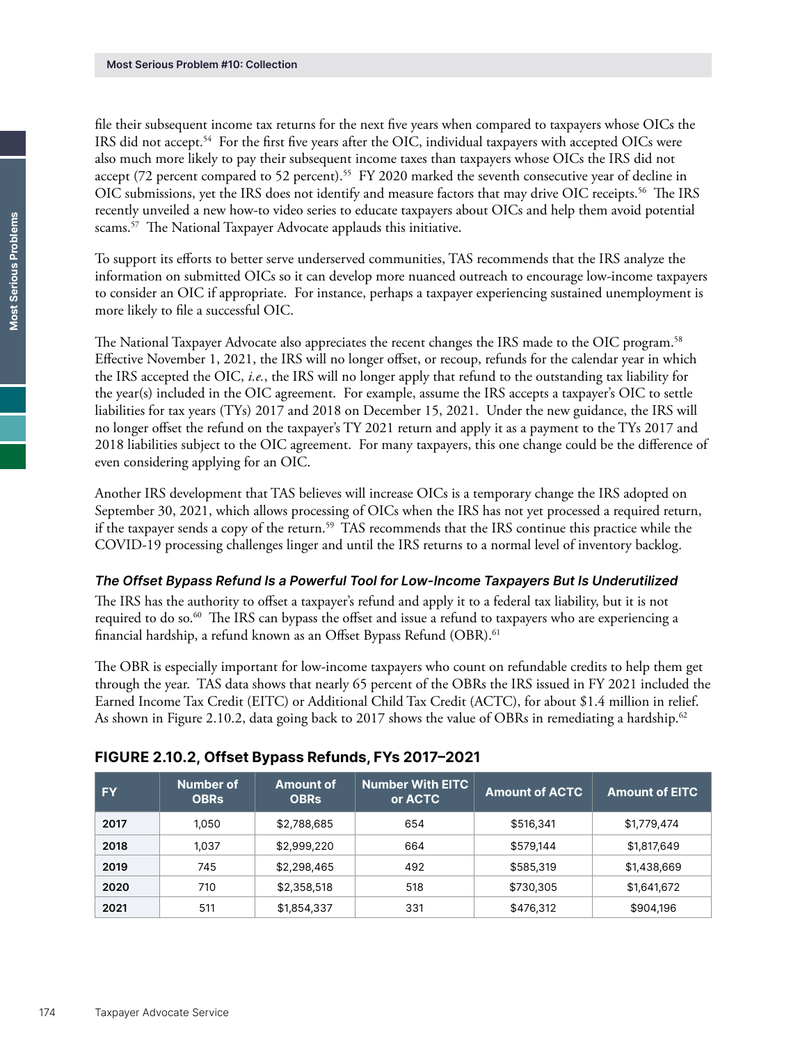file their subsequent income tax returns for the next five years when compared to taxpayers whose OICs the IRS did not accept.[54] For the first five years after the OIC, individual taxpayers with accepted OICs were also much more likely to pay their subsequent income taxes than taxpayers whose OICs the IRS did not accept (72 percent compared to 52 percent).[55] FY 2020 marked the seventh consecutive year of decline in OIC submissions, yet the IRS does not identify and measure factors that may drive OIC receipts.[56] The IRS recently unveiled a new how-to video series to educate taxpayers about OICs and help them avoid potential scams.[57] The National Taxpayer Advocate applauds this initiative.

To support its efforts to better serve underserved communities, TAS recommends that the IRS analyze the information on submitted OICs so it can develop more nuanced outreach to encourage low-income taxpayers to consider an OIC if appropriate. For instance, perhaps a taxpayer experiencing sustained unemployment is more likely to file a successful OIC.

The National Taxpayer Advocate also appreciates the recent changes the IRS made to the OIC program.[58] Effective November 1, 2021, the IRS will no longer offset, or recoup, refunds for the calendar year in which the IRS accepted the OIC, *i.e.*, the IRS will no longer apply that refund to the outstanding tax liability for the year(s) included in the OIC agreement. For example, assume the IRS accepts a taxpayer's OIC to settle liabilities for tax years (TYs) 2017 and 2018 on December 15, 2021. Under the new guidance, the IRS will no longer offset the refund on the taxpayer's TY 2021 return and apply it as a payment to the TYs 2017 and 2018 liabilities subject to the OIC agreement. For many taxpayers, this one change could be the difference of even considering applying for an OIC.

Another IRS development that TAS believes will increase OICs is a temporary change the IRS adopted on September 30, 2021, which allows processing of OICs when the IRS has not yet processed a required return, if the taxpayer sends a copy of the return.[59] TAS recommends that the IRS continue this practice while the COVID-19 processing challenges linger and until the IRS returns to a normal level of inventory backlog.

### *The Offset Bypass Refund Is a Powerful Tool for Low-Income Taxpayers But Is Underutilized*

The IRS has the authority to offset a taxpayer's refund and apply it to a federal tax liability, but it is not required to do so.[60] The IRS can bypass the offset and issue a refund to taxpayers who are experiencing a financial hardship, a refund known as an Offset Bypass Refund (OBR).[61]

The OBR is especially important for low-income taxpayers who count on refundable credits to help them get through the year. TAS data shows that nearly 65 percent of the OBRs the IRS issued in FY 2021 included the Earned Income Tax Credit (EITC) or Additional Child Tax Credit (ACTC), for about $1.4 million in relief. As shown in Figure 2.10.2, data going back to 2017 shows the value of OBRs in remediating a hardship.[62]

**FIGURE 2.10.2, Offset Bypass Refunds, FYs 2017–2021**

| FY | Number of OBRs | Amount of OBRs | Number With EITC or ACTC | Amount of ACTC | Amount of EITC |
|---|---|---|---|---|---|
| 2017 | 1,050 | $2,788,685 | 654 | $516,341 | $1,779,474 |
| 2018 | 1,037 | $2,999,220 | 664 | $579,144 | $1,817,649 |
| 2019 | 745 | $2,298,465 | 492 | $585,319 | $1,438,669 |
| 2020 | 710 | $2,358,518 | 518 | $730,305 | $1,641,672 |
| 2021 | 511 | $1,854,337 | 331 | $476,312 | $904,196 |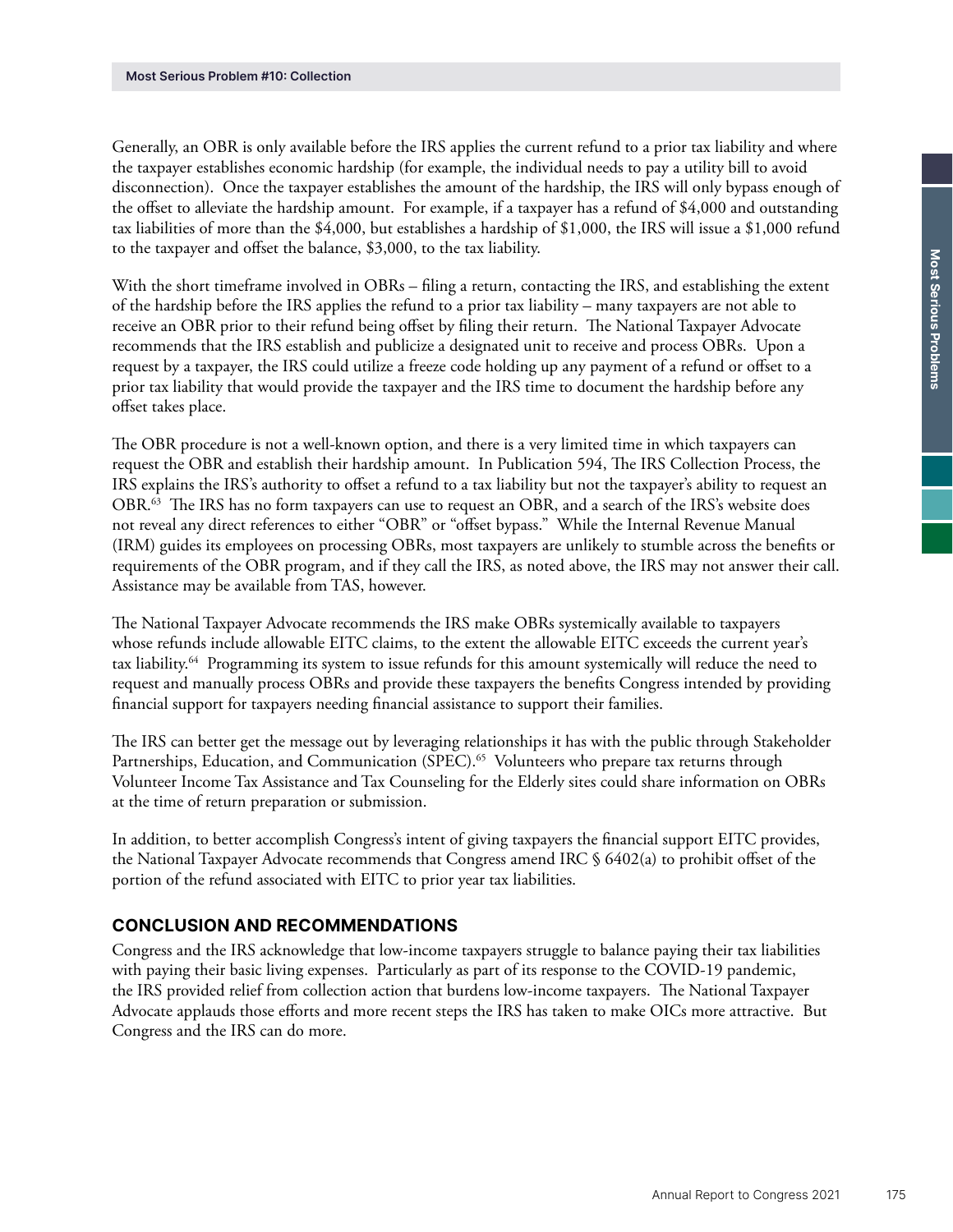Generally, an OBR is only available before the IRS applies the current refund to a prior tax liability and where the taxpayer establishes economic hardship (for example, the individual needs to pay a utility bill to avoid disconnection). Once the taxpayer establishes the amount of the hardship, the IRS will only bypass enough of the offset to alleviate the hardship amount. For example, if a taxpayer has a refund of $4,000 and outstanding tax liabilities of more than the $4,000, but establishes a hardship of $1,000, the IRS will issue a $1,000 refund to the taxpayer and offset the balance, $3,000, to the tax liability.

With the short timeframe involved in OBRs – filing a return, contacting the IRS, and establishing the extent of the hardship before the IRS applies the refund to a prior tax liability – many taxpayers are not able to receive an OBR prior to their refund being offset by filing their return. The National Taxpayer Advocate recommends that the IRS establish and publicize a designated unit to receive and process OBRs. Upon a request by a taxpayer, the IRS could utilize a freeze code holding up any payment of a refund or offset to a prior tax liability that would provide the taxpayer and the IRS time to document the hardship before any offset takes place.

The OBR procedure is not a well-known option, and there is a very limited time in which taxpayers can request the OBR and establish their hardship amount. In Publication 594, The IRS Collection Process, the IRS explains the IRS's authority to offset a refund to a tax liability but not the taxpayer's ability to request an OBR.[63] The IRS has no form taxpayers can use to request an OBR, and a search of the IRS's website does not reveal any direct references to either "OBR" or "offset bypass." While the Internal Revenue Manual (IRM) guides its employees on processing OBRs, most taxpayers are unlikely to stumble across the benefits or requirements of the OBR program, and if they call the IRS, as noted above, the IRS may not answer their call. Assistance may be available from TAS, however.

The National Taxpayer Advocate recommends the IRS make OBRs systemically available to taxpayers whose refunds include allowable EITC claims, to the extent the allowable EITC exceeds the current year's tax liability.[64] Programming its system to issue refunds for this amount systemically will reduce the need to request and manually process OBRs and provide these taxpayers the benefits Congress intended by providing financial support for taxpayers needing financial assistance to support their families.

The IRS can better get the message out by leveraging relationships it has with the public through Stakeholder Partnerships, Education, and Communication (SPEC).[65] Volunteers who prepare tax returns through Volunteer Income Tax Assistance and Tax Counseling for the Elderly sites could share information on OBRs at the time of return preparation or submission.

In addition, to better accomplish Congress's intent of giving taxpayers the financial support EITC provides, the National Taxpayer Advocate recommends that Congress amend IRC § 6402(a) to prohibit offset of the portion of the refund associated with EITC to prior year tax liabilities.

## CONCLUSION AND RECOMMENDATIONS

Congress and the IRS acknowledge that low-income taxpayers struggle to balance paying their tax liabilities with paying their basic living expenses. Particularly as part of its response to the COVID-19 pandemic, the IRS provided relief from collection action that burdens low-income taxpayers. The National Taxpayer Advocate applauds those efforts and more recent steps the IRS has taken to make OICs more attractive. But Congress and the IRS can do more.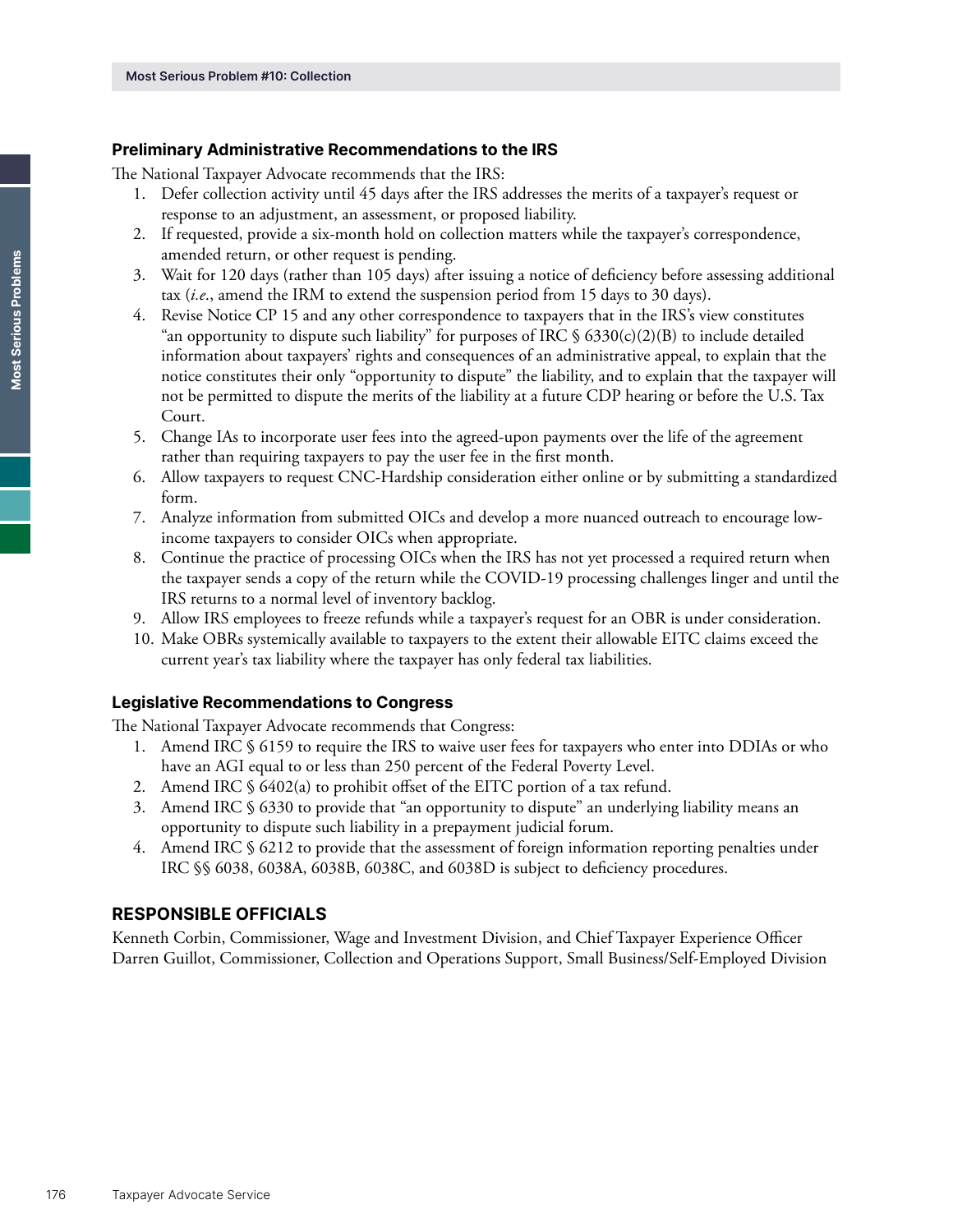### Preliminary Administrative Recommendations to the IRS

The National Taxpayer Advocate recommends that the IRS:

1. Defer collection activity until 45 days after the IRS addresses the merits of a taxpayer's request or response to an adjustment, an assessment, or proposed liability.
2. If requested, provide a six-month hold on collection matters while the taxpayer's correspondence, amended return, or other request is pending.
3. Wait for 120 days (rather than 105 days) after issuing a notice of deficiency before assessing additional tax (*i.e.*, amend the IRM to extend the suspension period from 15 days to 30 days).
4. Revise Notice CP 15 and any other correspondence to taxpayers that in the IRS's view constitutes "an opportunity to dispute such liability" for purposes of IRC § 6330(c)(2)(B) to include detailed information about taxpayers' rights and consequences of an administrative appeal, to explain that the notice constitutes their only "opportunity to dispute" the liability, and to explain that the taxpayer will not be permitted to dispute the merits of the liability at a future CDP hearing or before the U.S. Tax Court.
5. Change IAs to incorporate user fees into the agreed-upon payments over the life of the agreement rather than requiring taxpayers to pay the user fee in the first month.
6. Allow taxpayers to request CNC-Hardship consideration either online or by submitting a standardized form.
7. Analyze information from submitted OICs and develop a more nuanced outreach to encourage low-income taxpayers to consider OICs when appropriate.
8. Continue the practice of processing OICs when the IRS has not yet processed a required return when the taxpayer sends a copy of the return while the COVID-19 processing challenges linger and until the IRS returns to a normal level of inventory backlog.
9. Allow IRS employees to freeze refunds while a taxpayer's request for an OBR is under consideration.
10. Make OBRs systemically available to taxpayers to the extent their allowable EITC claims exceed the current year's tax liability where the taxpayer has only federal tax liabilities.

### Legislative Recommendations to Congress

The National Taxpayer Advocate recommends that Congress:

1. Amend IRC § 6159 to require the IRS to waive user fees for taxpayers who enter into DDIAs or who have an AGI equal to or less than 250 percent of the Federal Poverty Level.
2. Amend IRC § 6402(a) to prohibit offset of the EITC portion of a tax refund.
3. Amend IRC § 6330 to provide that "an opportunity to dispute" an underlying liability means an opportunity to dispute such liability in a prepayment judicial forum.
4. Amend IRC § 6212 to provide that the assessment of foreign information reporting penalties under IRC §§ 6038, 6038A, 6038B, 6038C, and 6038D is subject to deficiency procedures.

## RESPONSIBLE OFFICIALS

Kenneth Corbin, Commissioner, Wage and Investment Division, and Chief Taxpayer Experience Officer
Darren Guillot, Commissioner, Collection and Operations Support, Small Business/Self-Employed Division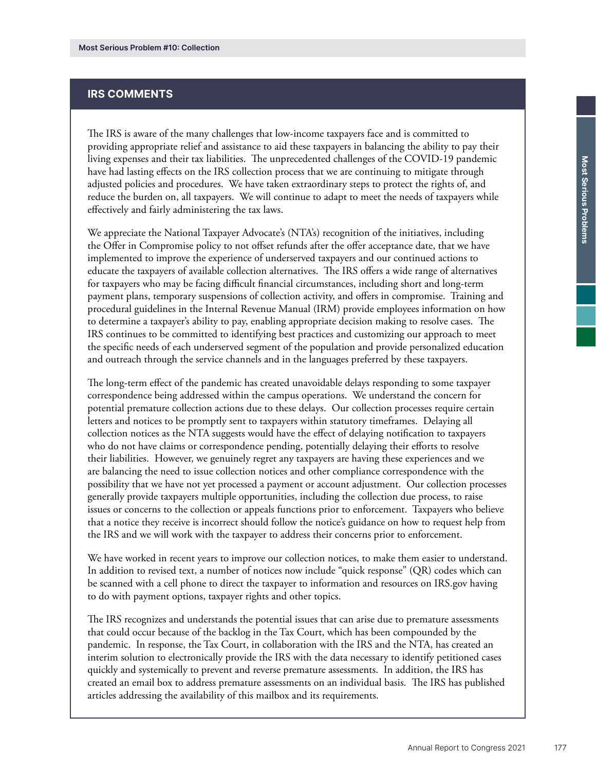## IRS COMMENTS

The IRS is aware of the many challenges that low-income taxpayers face and is committed to providing appropriate relief and assistance to aid these taxpayers in balancing the ability to pay their living expenses and their tax liabilities. The unprecedented challenges of the COVID-19 pandemic have had lasting effects on the IRS collection process that we are continuing to mitigate through adjusted policies and procedures. We have taken extraordinary steps to protect the rights of, and reduce the burden on, all taxpayers. We will continue to adapt to meet the needs of taxpayers while effectively and fairly administering the tax laws.

We appreciate the National Taxpayer Advocate's (NTA's) recognition of the initiatives, including the Offer in Compromise policy to not offset refunds after the offer acceptance date, that we have implemented to improve the experience of underserved taxpayers and our continued actions to educate the taxpayers of available collection alternatives. The IRS offers a wide range of alternatives for taxpayers who may be facing difficult financial circumstances, including short and long-term payment plans, temporary suspensions of collection activity, and offers in compromise. Training and procedural guidelines in the Internal Revenue Manual (IRM) provide employees information on how to determine a taxpayer's ability to pay, enabling appropriate decision making to resolve cases. The IRS continues to be committed to identifying best practices and customizing our approach to meet the specific needs of each underserved segment of the population and provide personalized education and outreach through the service channels and in the languages preferred by these taxpayers.

The long-term effect of the pandemic has created unavoidable delays responding to some taxpayer correspondence being addressed within the campus operations. We understand the concern for potential premature collection actions due to these delays. Our collection processes require certain letters and notices to be promptly sent to taxpayers within statutory timeframes. Delaying all collection notices as the NTA suggests would have the effect of delaying notification to taxpayers who do not have claims or correspondence pending, potentially delaying their efforts to resolve their liabilities. However, we genuinely regret any taxpayers are having these experiences and we are balancing the need to issue collection notices and other compliance correspondence with the possibility that we have not yet processed a payment or account adjustment. Our collection processes generally provide taxpayers multiple opportunities, including the collection due process, to raise issues or concerns to the collection or appeals functions prior to enforcement. Taxpayers who believe that a notice they receive is incorrect should follow the notice's guidance on how to request help from the IRS and we will work with the taxpayer to address their concerns prior to enforcement.

We have worked in recent years to improve our collection notices, to make them easier to understand. In addition to revised text, a number of notices now include "quick response" (QR) codes which can be scanned with a cell phone to direct the taxpayer to information and resources on IRS.gov having to do with payment options, taxpayer rights and other topics.

The IRS recognizes and understands the potential issues that can arise due to premature assessments that could occur because of the backlog in the Tax Court, which has been compounded by the pandemic. In response, the Tax Court, in collaboration with the IRS and the NTA, has created an interim solution to electronically provide the IRS with the data necessary to identify petitioned cases quickly and systemically to prevent and reverse premature assessments. In addition, the IRS has created an email box to address premature assessments on an individual basis. The IRS has published articles addressing the availability of this mailbox and its requirements.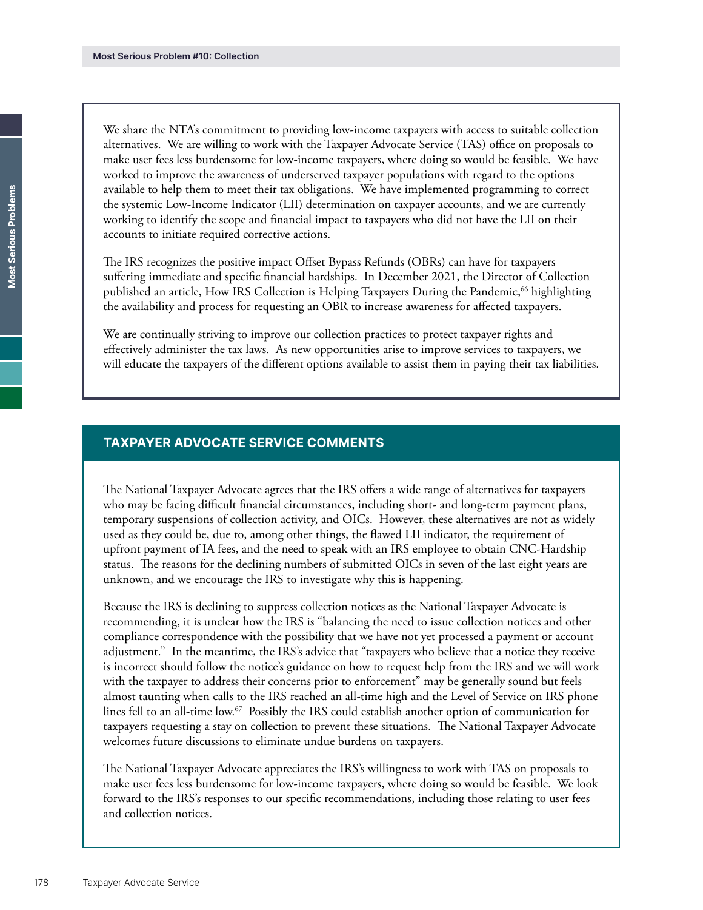We share the NTA's commitment to providing low-income taxpayers with access to suitable collection alternatives. We are willing to work with the Taxpayer Advocate Service (TAS) office on proposals to make user fees less burdensome for low-income taxpayers, where doing so would be feasible. We have worked to improve the awareness of underserved taxpayer populations with regard to the options available to help them to meet their tax obligations. We have implemented programming to correct the systemic Low-Income Indicator (LII) determination on taxpayer accounts, and we are currently working to identify the scope and financial impact to taxpayers who did not have the LII on their accounts to initiate required corrective actions.

The IRS recognizes the positive impact Offset Bypass Refunds (OBRs) can have for taxpayers suffering immediate and specific financial hardships. In December 2021, the Director of Collection published an article, How IRS Collection is Helping Taxpayers During the Pandemic,[66] highlighting the availability and process for requesting an OBR to increase awareness for affected taxpayers.

We are continually striving to improve our collection practices to protect taxpayer rights and effectively administer the tax laws. As new opportunities arise to improve services to taxpayers, we will educate the taxpayers of the different options available to assist them in paying their tax liabilities.

## TAXPAYER ADVOCATE SERVICE COMMENTS

The National Taxpayer Advocate agrees that the IRS offers a wide range of alternatives for taxpayers who may be facing difficult financial circumstances, including short- and long-term payment plans, temporary suspensions of collection activity, and OICs. However, these alternatives are not as widely used as they could be, due to, among other things, the flawed LII indicator, the requirement of upfront payment of IA fees, and the need to speak with an IRS employee to obtain CNC-Hardship status. The reasons for the declining numbers of submitted OICs in seven of the last eight years are unknown, and we encourage the IRS to investigate why this is happening.

Because the IRS is declining to suppress collection notices as the National Taxpayer Advocate is recommending, it is unclear how the IRS is "balancing the need to issue collection notices and other compliance correspondence with the possibility that we have not yet processed a payment or account adjustment." In the meantime, the IRS's advice that "taxpayers who believe that a notice they receive is incorrect should follow the notice's guidance on how to request help from the IRS and we will work with the taxpayer to address their concerns prior to enforcement" may be generally sound but feels almost taunting when calls to the IRS reached an all-time high and the Level of Service on IRS phone lines fell to an all-time low.[67] Possibly the IRS could establish another option of communication for taxpayers requesting a stay on collection to prevent these situations. The National Taxpayer Advocate welcomes future discussions to eliminate undue burdens on taxpayers.

The National Taxpayer Advocate appreciates the IRS's willingness to work with TAS on proposals to make user fees less burdensome for low-income taxpayers, where doing so would be feasible. We look forward to the IRS's responses to our specific recommendations, including those relating to user fees and collection notices.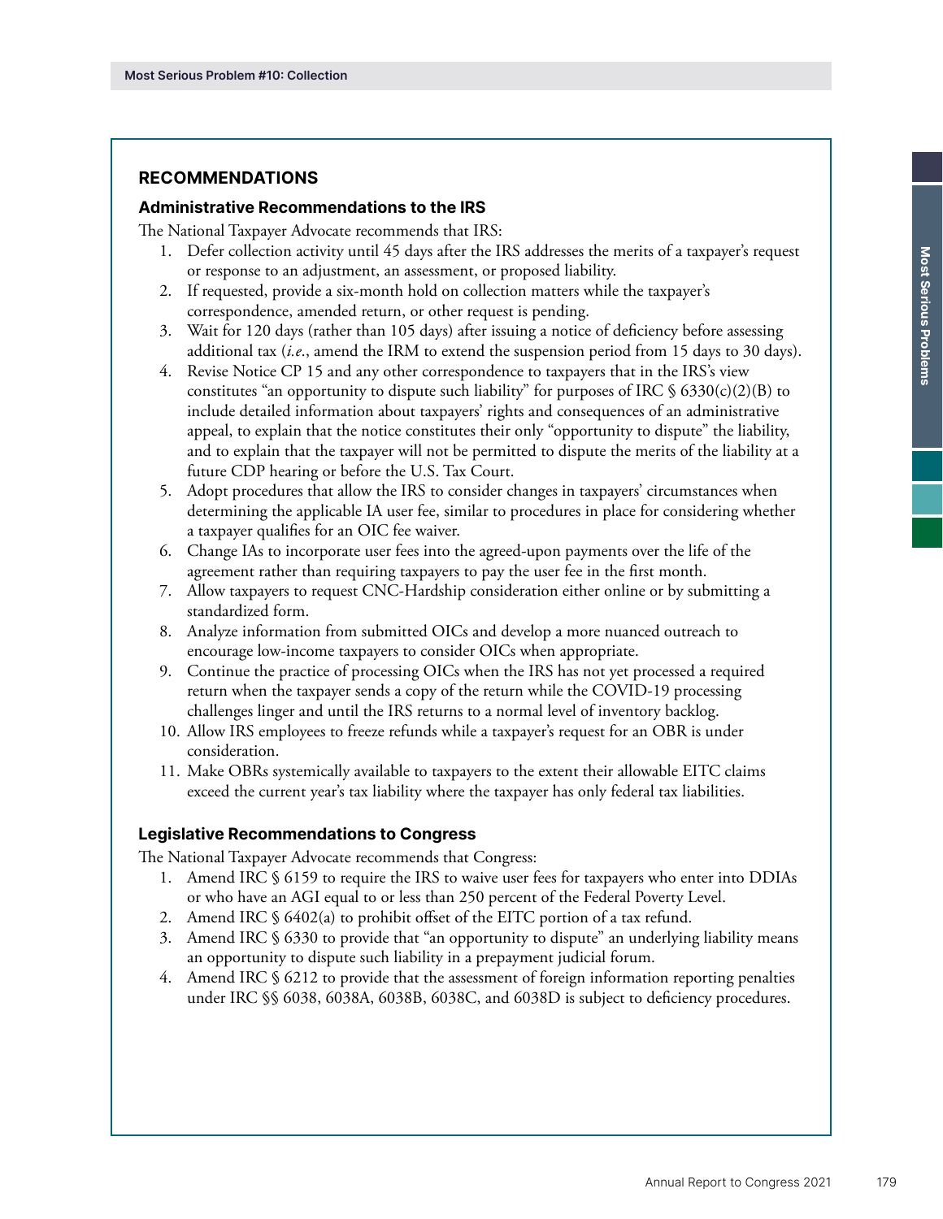## RECOMMENDATIONS

### Administrative Recommendations to the IRS

The National Taxpayer Advocate recommends that IRS:

1. Defer collection activity until 45 days after the IRS addresses the merits of a taxpayer's request or response to an adjustment, an assessment, or proposed liability.
2. If requested, provide a six-month hold on collection matters while the taxpayer's correspondence, amended return, or other request is pending.
3. Wait for 120 days (rather than 105 days) after issuing a notice of deficiency before assessing additional tax (*i.e.*, amend the IRM to extend the suspension period from 15 days to 30 days).
4. Revise Notice CP 15 and any other correspondence to taxpayers that in the IRS's view constitutes "an opportunity to dispute such liability" for purposes of IRC § 6330(c)(2)(B) to include detailed information about taxpayers' rights and consequences of an administrative appeal, to explain that the notice constitutes their only "opportunity to dispute" the liability, and to explain that the taxpayer will not be permitted to dispute the merits of the liability at a future CDP hearing or before the U.S. Tax Court.
5. Adopt procedures that allow the IRS to consider changes in taxpayers' circumstances when determining the applicable IA user fee, similar to procedures in place for considering whether a taxpayer qualifies for an OIC fee waiver.
6. Change IAs to incorporate user fees into the agreed-upon payments over the life of the agreement rather than requiring taxpayers to pay the user fee in the first month.
7. Allow taxpayers to request CNC-Hardship consideration either online or by submitting a standardized form.
8. Analyze information from submitted OICs and develop a more nuanced outreach to encourage low-income taxpayers to consider OICs when appropriate.
9. Continue the practice of processing OICs when the IRS has not yet processed a required return when the taxpayer sends a copy of the return while the COVID-19 processing challenges linger and until the IRS returns to a normal level of inventory backlog.
10. Allow IRS employees to freeze refunds while a taxpayer's request for an OBR is under consideration.
11. Make OBRs systemically available to taxpayers to the extent their allowable EITC claims exceed the current year's tax liability where the taxpayer has only federal tax liabilities.

### Legislative Recommendations to Congress

The National Taxpayer Advocate recommends that Congress:

1. Amend IRC § 6159 to require the IRS to waive user fees for taxpayers who enter into DDIAs or who have an AGI equal to or less than 250 percent of the Federal Poverty Level.
2. Amend IRC § 6402(a) to prohibit offset of the EITC portion of a tax refund.
3. Amend IRC § 6330 to provide that "an opportunity to dispute" an underlying liability means an opportunity to dispute such liability in a prepayment judicial forum.
4. Amend IRC § 6212 to provide that the assessment of foreign information reporting penalties under IRC §§ 6038, 6038A, 6038B, 6038C, and 6038D is subject to deficiency procedures.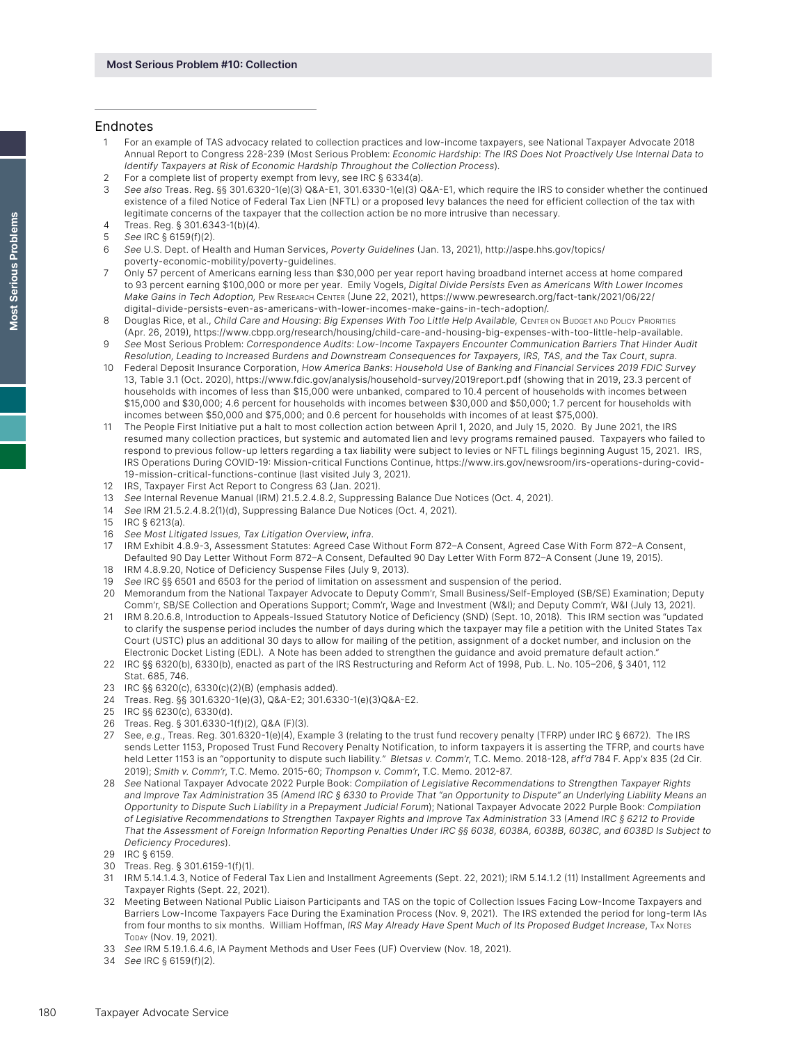## Endnotes

1. For an example of TAS advocacy related to collection practices and low-income taxpayers, see National Taxpayer Advocate 2018 Annual Report to Congress 228-239 (Most Serious Problem: *Economic Hardship*: *The IRS Does Not Proactively Use Internal Data to Identify Taxpayers at Risk of Economic Hardship Throughout the Collection Process*).
2. For a complete list of property exempt from levy, see IRC § 6334(a).
3. *See also* Treas. Reg. §§ 301.6320-1(e)(3) Q&A-E1, 301.6330-1(e)(3) Q&A-E1, which require the IRS to consider whether the continued existence of a filed Notice of Federal Tax Lien (NFTL) or a proposed levy balances the need for efficient collection of the tax with legitimate concerns of the taxpayer that the collection action be no more intrusive than necessary.
4. Treas. Reg. § 301.6343-1(b)(4).
5. *See* IRC § 6159(f)(2).
6. *See* U.S. Dept. of Health and Human Services, *Poverty Guidelines* (Jan. 13, 2021), http://aspe.hhs.gov/topics/poverty-economic-mobility/poverty-guidelines.
7. Only 57 percent of Americans earning less than $30,000 per year report having broadband internet access at home compared to 93 percent earning $100,000 or more per year. Emily Vogels, *Digital Divide Persists Even as Americans With Lower Incomes Make Gains in Tech Adoption*, Pew Research Center (June 22, 2021), https://www.pewresearch.org/fact-tank/2021/06/22/digital-divide-persists-even-as-americans-with-lower-incomes-make-gains-in-tech-adoption/.
8. Douglas Rice, et al., *Child Care and Housing*: *Big Expenses With Too Little Help Available*, Center on Budget and Policy Priorities (Apr. 26, 2019), https://www.cbpp.org/research/housing/child-care-and-housing-big-expenses-with-too-little-help-available.
9. *See* Most Serious Problem: *Correspondence Audits*: *Low-Income Taxpayers Encounter Communication Barriers That Hinder Audit Resolution, Leading to Increased Burdens and Downstream Consequences for Taxpayers, IRS, TAS, and the Tax Court*, *supra*.
10. Federal Deposit Insurance Corporation, *How America Banks*: *Household Use of Banking and Financial Services 2019 FDIC Survey* 13, Table 3.1 (Oct. 2020), https://www.fdic.gov/analysis/household-survey/2019report.pdf (showing that in 2019, 23.3 percent of households with incomes of less than $15,000 were unbanked, compared to 10.4 percent of households with incomes between $15,000 and $30,000; 4.6 percent for households with incomes between $30,000 and $50,000; 1.7 percent for households with incomes between $50,000 and $75,000; and 0.6 percent for households with incomes of at least $75,000).
11. The People First Initiative put a halt to most collection action between April 1, 2020, and July 15, 2020. By June 2021, the IRS resumed many collection practices, but systemic and automated lien and levy programs remained paused. Taxpayers who failed to respond to previous follow-up letters regarding a tax liability were subject to levies or NFTL filings beginning August 15, 2021. IRS, IRS Operations During COVID-19: Mission-critical Functions Continue, https://www.irs.gov/newsroom/irs-operations-during-covid-19-mission-critical-functions-continue (last visited July 3, 2021).
12. IRS, Taxpayer First Act Report to Congress 63 (Jan. 2021).
13. *See* Internal Revenue Manual (IRM) 21.5.2.4.8.2, Suppressing Balance Due Notices (Oct. 4, 2021).
14. *See* IRM 21.5.2.4.8.2(1)(d), Suppressing Balance Due Notices (Oct. 4, 2021).
15. IRC § 6213(a).
16. *See Most Litigated Issues, Tax Litigation Overview*, *infra*.
17. IRM Exhibit 4.8.9-3, Assessment Statutes: Agreed Case Without Form 872–A Consent, Agreed Case With Form 872–A Consent, Defaulted 90 Day Letter Without Form 872–A Consent, Defaulted 90 Day Letter With Form 872–A Consent (June 19, 2015).
18. IRM 4.8.9.20, Notice of Deficiency Suspense Files (July 9, 2013).
19. *See* IRC §§ 6501 and 6503 for the period of limitation on assessment and suspension of the period.
20. Memorandum from the National Taxpayer Advocate to Deputy Comm'r, Small Business/Self-Employed (SB/SE) Examination; Deputy Comm'r, SB/SE Collection and Operations Support; Comm'r, Wage and Investment (W&I); and Deputy Comm'r, W&I (July 13, 2021).
21. IRM 8.20.6.8, Introduction to Appeals-Issued Statutory Notice of Deficiency (SND) (Sept. 10, 2018). This IRM section was "updated to clarify the suspense period includes the number of days during which the taxpayer may file a petition with the United States Tax Court (USTC) plus an additional 30 days to allow for mailing of the petition, assignment of a docket number, and inclusion on the Electronic Docket Listing (EDL). A Note has been added to strengthen the guidance and avoid premature default action."
22. IRC §§ 6320(b), 6330(b), enacted as part of the IRS Restructuring and Reform Act of 1998, Pub. L. No. 105–206, § 3401, 112 Stat. 685, 746.
23. IRC §§ 6320(c), 6330(c)(2)(B) (emphasis added).
24. Treas. Reg. §§ 301.6320-1(e)(3), Q&A-E2; 301.6330-1(e)(3)Q&A-E2.
25. IRC §§ 6230(c), 6330(d).
26. Treas. Reg. § 301.6330-1(f)(2), Q&A (F)(3).
27. See, *e.g.*, Treas. Reg. 301.6320-1(e)(4), Example 3 (relating to the trust fund recovery penalty (TFRP) under IRC § 6672). The IRS sends Letter 1153, Proposed Trust Fund Recovery Penalty Notification, to inform taxpayers it is asserting the TFRP, and courts have held Letter 1153 is an "opportunity to dispute such liability." *Bletsas v. Comm'r*, T.C. Memo. 2018-128, *aff'd* 784 F. App'x 835 (2d Cir. 2019); *Smith v. Comm'r*, T.C. Memo. 2015-60; *Thompson v. Comm'r*, T.C. Memo. 2012-87.
28. *See* National Taxpayer Advocate 2022 Purple Book: *Compilation of Legislative Recommendations to Strengthen Taxpayer Rights and Improve Tax Administration* 35 (*Amend IRC § 6330 to Provide That "an Opportunity to Dispute" an Underlying Liability Means an Opportunity to Dispute Such Liability in a Prepayment Judicial Forum*); National Taxpayer Advocate 2022 Purple Book: *Compilation of Legislative Recommendations to Strengthen Taxpayer Rights and Improve Tax Administration* 33 (*Amend IRC § 6212 to Provide That the Assessment of Foreign Information Reporting Penalties Under IRC §§ 6038, 6038A, 6038B, 6038C, and 6038D Is Subject to Deficiency Procedures*).
29. IRC § 6159.
30. Treas. Reg. § 301.6159-1(f)(1).
31. IRM 5.14.1.4.3, Notice of Federal Tax Lien and Installment Agreements (Sept. 22, 2021); IRM 5.14.1.2 (11) Installment Agreements and Taxpayer Rights (Sept. 22, 2021).
32. Meeting Between National Public Liaison Participants and TAS on the topic of Collection Issues Facing Low-Income Taxpayers and Barriers Low-Income Taxpayers Face During the Examination Process (Nov. 9, 2021). The IRS extended the period for long-term IAs from four months to six months. William Hoffman, *IRS May Already Have Spent Much of Its Proposed Budget Increase*, Tax Notes Today (Nov. 19, 2021).
33. *See* IRM 5.19.1.6.4.6, IA Payment Methods and User Fees (UF) Overview (Nov. 18, 2021).
34. *See* IRC § 6159(f)(2).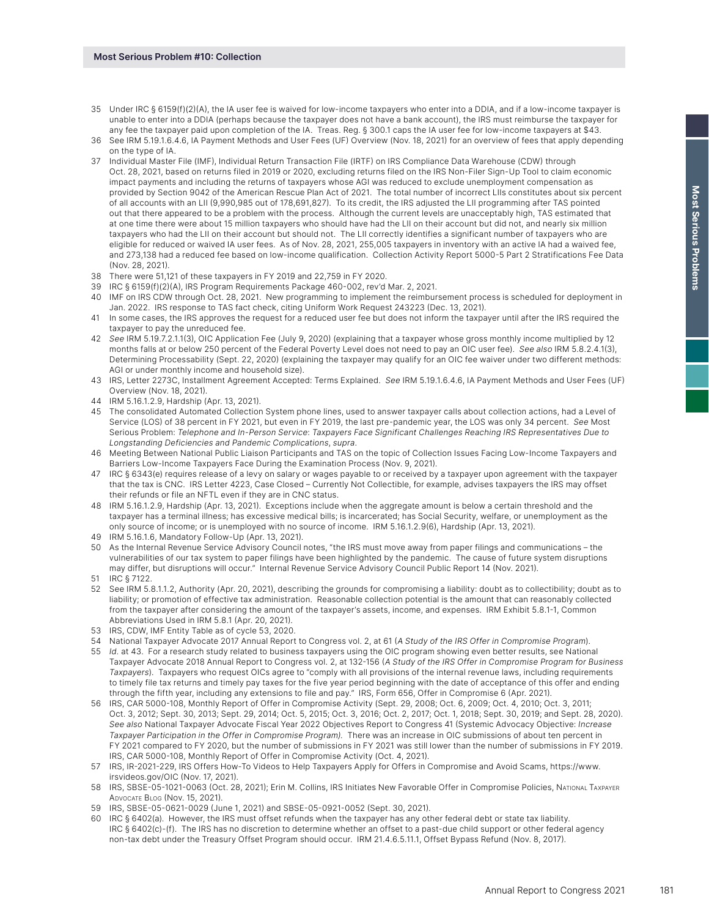35 Under IRC § 6159(f)(2)(A), the IA user fee is waived for low-income taxpayers who enter into a DDIA, and if a low-income taxpayer is unable to enter into a DDIA (perhaps because the taxpayer does not have a bank account), the IRS must reimburse the taxpayer for any fee the taxpayer paid upon completion of the IA. Treas. Reg. § 300.1 caps the IA user fee for low-income taxpayers at $43.

36 See IRM 5.19.1.6.4.6, IA Payment Methods and User Fees (UF) Overview (Nov. 18, 2021) for an overview of fees that apply depending on the type of IA.

37 Individual Master File (IMF), Individual Return Transaction File (IRTF) on IRS Compliance Data Warehouse (CDW) through Oct. 28, 2021, based on returns filed in 2019 or 2020, excluding returns filed on the IRS Non-Filer Sign-Up Tool to claim economic impact payments and including the returns of taxpayers whose AGI was reduced to exclude unemployment compensation as provided by Section 9042 of the American Rescue Plan Act of 2021. The total number of incorrect LIIs constitutes about six percent of all accounts with an LII (9,990,985 out of 178,691,827). To its credit, the IRS adjusted the LII programming after TAS pointed out that there appeared to be a problem with the process. Although the current levels are unacceptably high, TAS estimated that at one time there were about 15 million taxpayers who should have had the LII on their account but did not, and nearly six million taxpayers who had the LII on their account but should not. The LII correctly identifies a significant number of taxpayers who are eligible for reduced or waived IA user fees. As of Nov. 28, 2021, 255,005 taxpayers in inventory with an active IA had a waived fee, and 273,138 had a reduced fee based on low-income qualification. Collection Activity Report 5000-5 Part 2 Stratifications Fee Data (Nov. 28, 2021).

38 There were 51,121 of these taxpayers in FY 2019 and 22,759 in FY 2020.

39 IRC § 6159(f)(2)(A), IRS Program Requirements Package 460-002, rev'd Mar. 2, 2021.

40 IMF on IRS CDW through Oct. 28, 2021. New programming to implement the reimbursement process is scheduled for deployment in Jan. 2022. IRS response to TAS fact check, citing Uniform Work Request 243223 (Dec. 13, 2021).

41 In some cases, the IRS approves the request for a reduced user fee but does not inform the taxpayer until after the IRS required the taxpayer to pay the unreduced fee.

42 *See* IRM 5.19.7.2.1.1(3), OIC Application Fee (July 9, 2020) (explaining that a taxpayer whose gross monthly income multiplied by 12 months falls at or below 250 percent of the Federal Poverty Level does not need to pay an OIC user fee). *See also* IRM 5.8.2.4.1(3), Determining Processability (Sept. 22, 2020) (explaining the taxpayer may qualify for an OIC fee waiver under two different methods: AGI or under monthly income and household size).

43 IRS, Letter 2273C, Installment Agreement Accepted: Terms Explained. *See* IRM 5.19.1.6.4.6, IA Payment Methods and User Fees (UF) Overview (Nov. 18, 2021).

44 IRM 5.16.1.2.9, Hardship (Apr. 13, 2021).

45 The consolidated Automated Collection System phone lines, used to answer taxpayer calls about collection actions, had a Level of Service (LOS) of 38 percent in FY 2021, but even in FY 2019, the last pre-pandemic year, the LOS was only 34 percent. *See* Most Serious Problem: *Telephone and In-Person Service: Taxpayers Face Significant Challenges Reaching IRS Representatives Due to Longstanding Deficiencies and Pandemic Complications*, *supra*.

46 Meeting Between National Public Liaison Participants and TAS on the topic of Collection Issues Facing Low-Income Taxpayers and Barriers Low-Income Taxpayers Face During the Examination Process (Nov. 9, 2021).

47 IRC § 6343(e) requires release of a levy on salary or wages payable to or received by a taxpayer upon agreement with the taxpayer that the tax is CNC. IRS Letter 4223, Case Closed – Currently Not Collectible, for example, advises taxpayers the IRS may offset their refunds or file an NFTL even if they are in CNC status.

48 IRM 5.16.1.2.9, Hardship (Apr. 13, 2021). Exceptions include when the aggregate amount is below a certain threshold and the taxpayer has a terminal illness; has excessive medical bills; is incarcerated; has Social Security, welfare, or unemployment as the only source of income; or is unemployed with no source of income. IRM 5.16.1.2.9(6), Hardship (Apr. 13, 2021).

49 IRM 5.16.1.6, Mandatory Follow-Up (Apr. 13, 2021).

50 As the Internal Revenue Service Advisory Council notes, "the IRS must move away from paper filings and communications – the vulnerabilities of our tax system to paper filings have been highlighted by the pandemic. The cause of future system disruptions may differ, but disruptions will occur." Internal Revenue Service Advisory Council Public Report 14 (Nov. 2021).

51 IRC § 7122.

52 See IRM 5.8.1.1.2, Authority (Apr. 20, 2021), describing the grounds for compromising a liability: doubt as to collectibility; doubt as to liability; or promotion of effective tax administration. Reasonable collection potential is the amount that can reasonably collected from the taxpayer after considering the amount of the taxpayer's assets, income, and expenses. IRM Exhibit 5.8.1-1, Common Abbreviations Used in IRM 5.8.1 (Apr. 20, 2021).

53 IRS, CDW, IMF Entity Table as of cycle 53, 2020.

54 National Taxpayer Advocate 2017 Annual Report to Congress vol. 2, at 61 (*A Study of the IRS Offer in Compromise Program*).

55 *Id*. at 43. For a research study related to business taxpayers using the OIC program showing even better results, see National Taxpayer Advocate 2018 Annual Report to Congress vol. 2, at 132-156 (*A Study of the IRS Offer in Compromise Program for Business Taxpayers*). Taxpayers who request OICs agree to "comply with all provisions of the internal revenue laws, including requirements to timely file tax returns and timely pay taxes for the five year period beginning with the date of acceptance of this offer and ending through the fifth year, including any extensions to file and pay." IRS, Form 656, Offer in Compromise 6 (Apr. 2021).

56 IRS, CAR 5000-108, Monthly Report of Offer in Compromise Activity (Sept. 29, 2008; Oct. 6, 2009; Oct. 4, 2010; Oct. 3, 2011; Oct. 3, 2012; Sept. 30, 2013; Sept. 29, 2014; Oct. 5, 2015; Oct. 3, 2016; Oct. 2, 2017; Oct. 1, 2018; Sept. 30, 2019; and Sept. 28, 2020). *See also* National Taxpayer Advocate Fiscal Year 2022 Objectives Report to Congress 41 (Systemic Advocacy Objective: *Increase Taxpayer Participation in the Offer in Compromise Program)*. There was an increase in OIC submissions of about ten percent in FY 2021 compared to FY 2020, but the number of submissions in FY 2021 was still lower than the number of submissions in FY 2019. IRS, CAR 5000-108, Monthly Report of Offer in Compromise Activity (Oct. 4, 2021).

57 IRS, IR-2021-229, IRS Offers How-To Videos to Help Taxpayers Apply for Offers in Compromise and Avoid Scams, https://www.irsvideos.gov/OIC (Nov. 17, 2021).

58 IRS, SBSE-05-1021-0063 (Oct. 28, 2021); Erin M. Collins, IRS Initiates New Favorable Offer in Compromise Policies, National Taxpayer Advocate Blog (Nov. 15, 2021).

59 IRS, SBSE-05-0621-0029 (June 1, 2021) and SBSE-05-0921-0052 (Sept. 30, 2021).

60 IRC § 6402(a). However, the IRS must offset refunds when the taxpayer has any other federal debt or state tax liability. IRC § 6402(c)-(f). The IRS has no discretion to determine whether an offset to a past-due child support or other federal agency non-tax debt under the Treasury Offset Program should occur. IRM 21.4.6.5.11.1, Offset Bypass Refund (Nov. 8, 2017).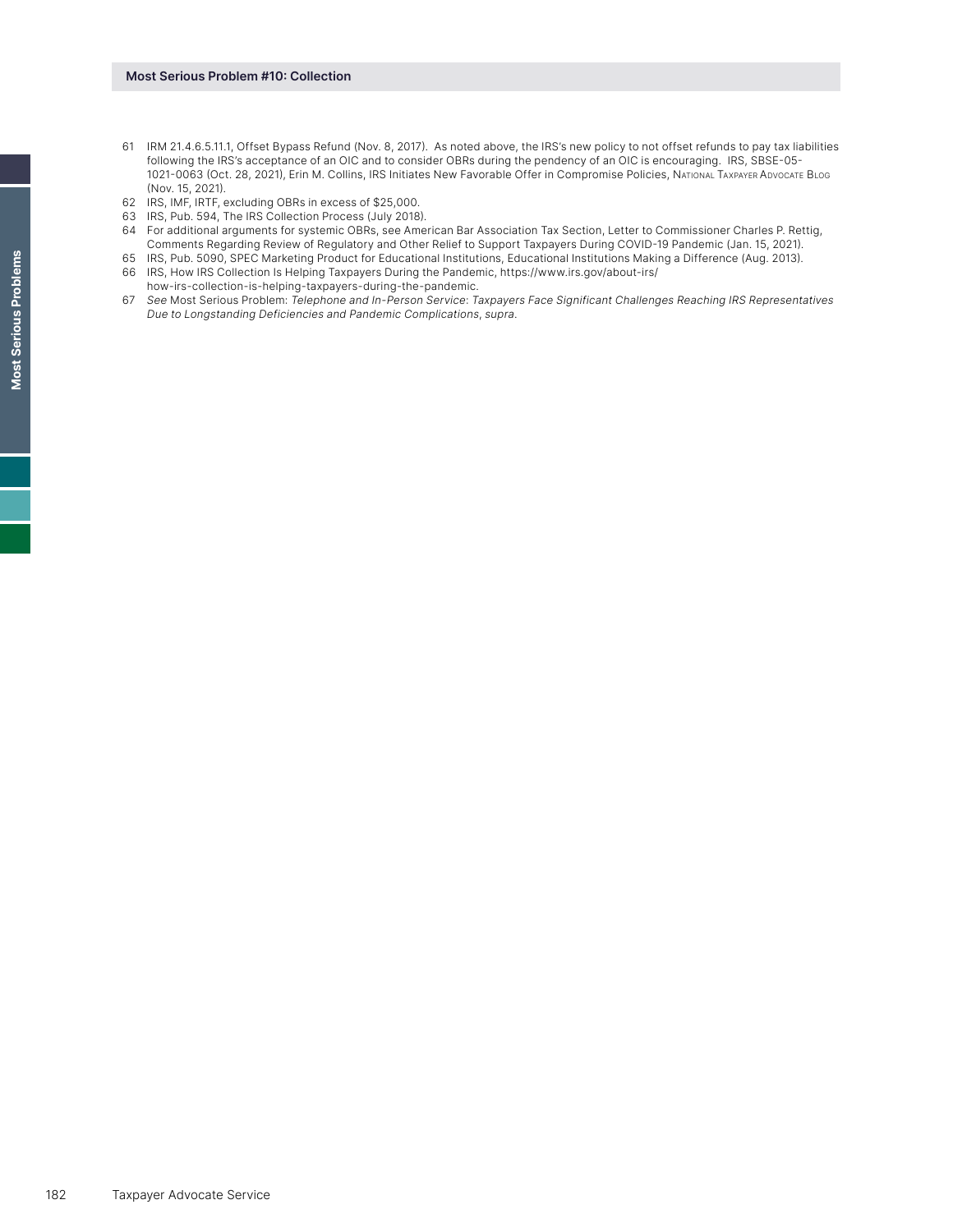61 IRM 21.4.6.5.11.1, Offset Bypass Refund (Nov. 8, 2017). As noted above, the IRS's new policy to not offset refunds to pay tax liabilities following the IRS's acceptance of an OIC and to consider OBRs during the pendency of an OIC is encouraging. IRS, SBSE-05-1021-0063 (Oct. 28, 2021), Erin M. Collins, IRS Initiates New Favorable Offer in Compromise Policies, National Taxpayer Advocate Blog (Nov. 15, 2021).

62 IRS, IMF, IRTF, excluding OBRs in excess of $25,000.

63 IRS, Pub. 594, The IRS Collection Process (July 2018).

64 For additional arguments for systemic OBRs, see American Bar Association Tax Section, Letter to Commissioner Charles P. Rettig, Comments Regarding Review of Regulatory and Other Relief to Support Taxpayers During COVID-19 Pandemic (Jan. 15, 2021).

65 IRS, Pub. 5090, SPEC Marketing Product for Educational Institutions, Educational Institutions Making a Difference (Aug. 2013).

66 IRS, How IRS Collection Is Helping Taxpayers During the Pandemic, https://www.irs.gov/about-irs/how-irs-collection-is-helping-taxpayers-during-the-pandemic.

67 *See* Most Serious Problem: *Telephone and In-Person Service: Taxpayers Face Significant Challenges Reaching IRS Representatives Due to Longstanding Deficiencies and Pandemic Complications*, *supra*.